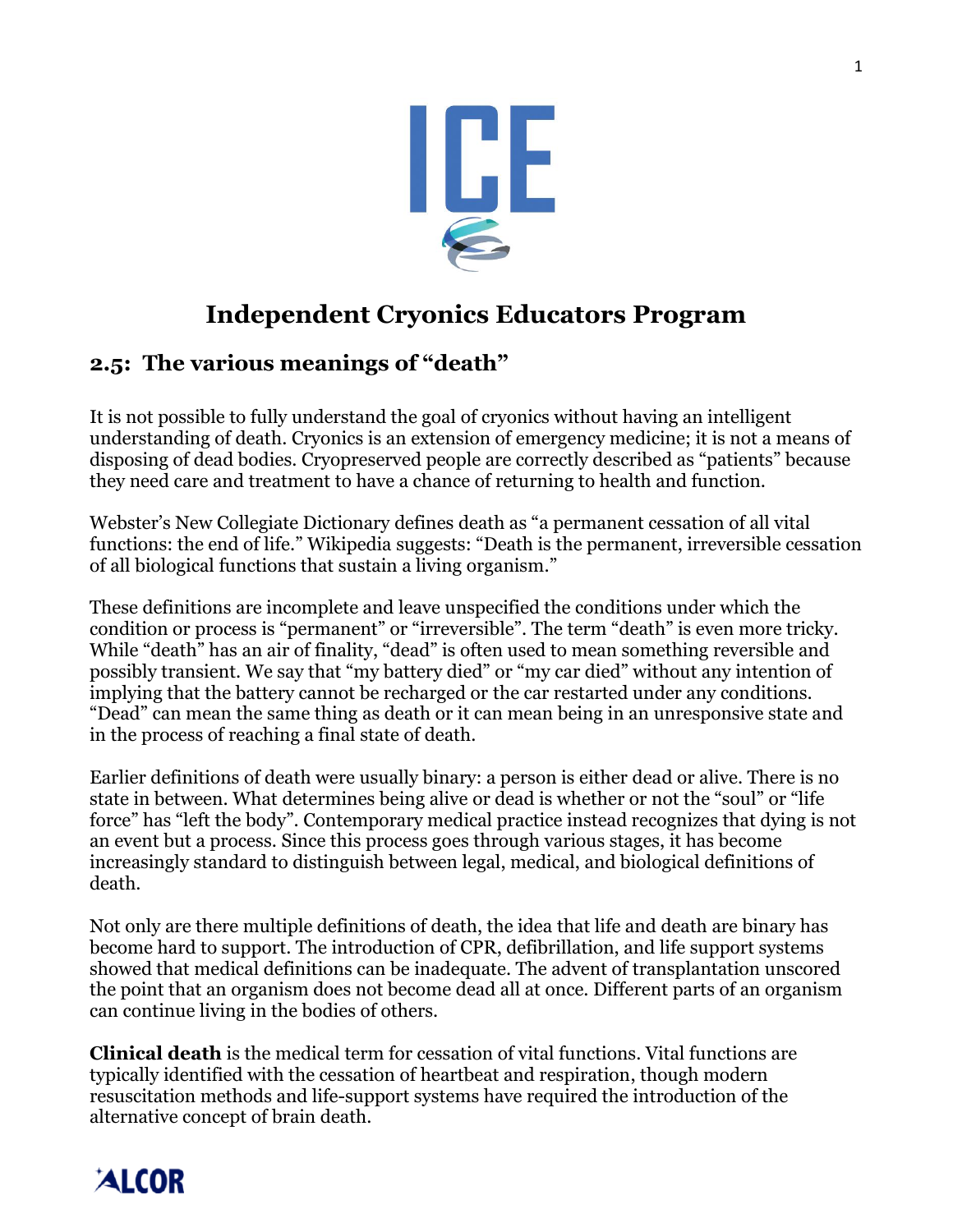# Independent Cryonics Educators Program

## 2.5: The various meanings of "death"

It is not possible to fully understand the goal of cryonics without having an intelligent understanding of death. Cryonics is an extension of emergency medicine; it is not a means of disposing of dead bodies. Cryopreserved people are correctly described as "patients" because they need care and treatment to have a chance of returning to health and function.

Webster's New Collegiate Dictionary defines death as "a permanent cessation of all vital functions: the end of life." Wikipedia suggests: "Death is the permanent, irreversible cessation of all biological functions that sustain a living organism."

These definitions are incomplete and leave unspecified the conditions under which the condition or process is "permanent" or "irreversible". The term "death" is even more tricky. While "death" has an air of finality, "dead" is often used to mean something reversible and possibly transient. We say that "my battery died" or "my car died" without any intention of implying that the battery cannot be recharged or the car restarted under any conditions. "Dead" can mean the same thing as death or it can mean being in an unresponsive state and in the process of reaching a final state of death.

Earlier definitions of death were usually binary: a person is either dead or alive. There is no state in between. What determines being alive or dead is whether or not the "soul" or "life force" has "left the body". Contemporary medical practice instead recognizes that dying is not an event but a process. Since this process goes through various stages, it has become increasingly standard to distinguish between legal, medical, and biological definitions of death.

Not only are there multiple definitions of death, the idea that life and death are binary has become hard to support. The introduction of CPR, defibrillation, and life support systems showed that medical definitions can be inadequate. The advent of transplantation unscored the point that an organism does not become dead all at once. Different parts of an organism can continue living in the bodies of others.

**Clinical death** is the medical term for cessation of vital functions. Vital functions are typically identified with the cessation of heartbeat and respiration, though modern resuscitation methods and life-support systems have required the introduction of the alternative concept of brain death.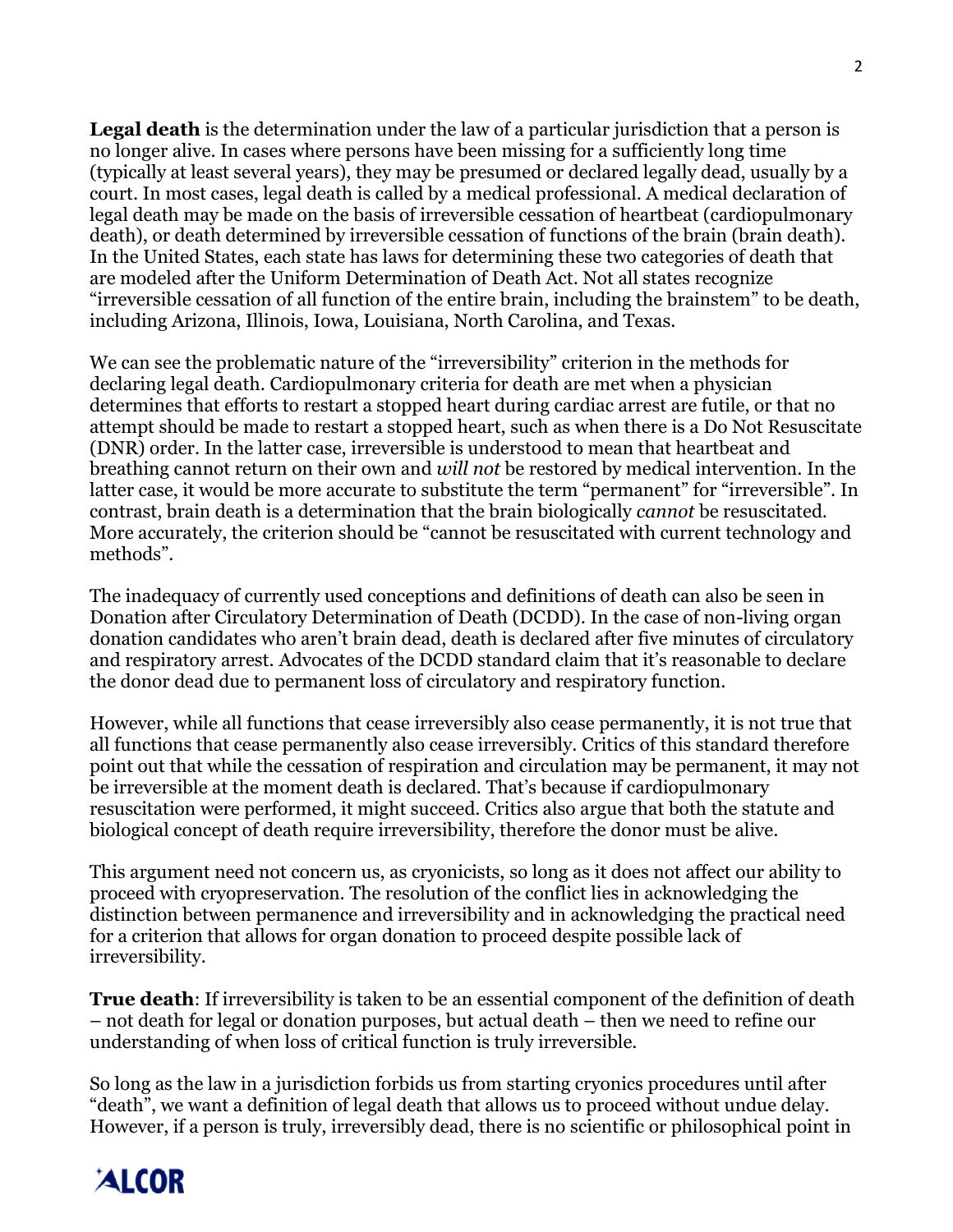**Legal death** is the determination under the law of a particular jurisdiction that a person is no longer alive. In cases where persons have been missing for a sufficiently long time (typically at least several years), they may be presumed or declared legally dead, usually by a court. In most cases, legal death is called by a medical professional. A medical declaration of legal death may be made on the basis of irreversible cessation of heartbeat (cardiopulmonary death), or death determined by irreversible cessation of functions of the brain (brain death). In the United States, each state has laws for determining these two categories of death that are modeled after the Uniform Determination of Death Act. Not all states recognize "irreversible cessation of all function of the entire brain, including the brainstem" to be death, including Arizona, Illinois, Iowa, Louisiana, North Carolina, and Texas.

We can see the problematic nature of the "irreversibility" criterion in the methods for declaring legal death. Cardiopulmonary criteria for death are met when a physician determines that efforts to restart a stopped heart during cardiac arrest are futile, or that no attempt should be made to restart a stopped heart, such as when there is a Do Not Resuscitate (DNR) order. In the latter case, irreversible is understood to mean that heartbeat and breathing cannot return on their own and *will not* be restored by medical intervention. In the latter case, it would be more accurate to substitute the term "permanent" for "irreversible". In contrast, brain death is a determination that the brain biologically *cannot* be resuscitated. More accurately, the criterion should be "cannot be resuscitated with current technology and methods".

The inadequacy of currently used conceptions and definitions of death can also be seen in Donation after Circulatory Determination of Death (DCDD). In the case of non-living organ donation candidates who aren't brain dead, death is declared after five minutes of circulatory and respiratory arrest. Advocates of the DCDD standard claim that it's reasonable to declare the donor dead due to permanent loss of circulatory and respiratory function.

However, while all functions that cease irreversibly also cease permanently, it is not true that all functions that cease permanently also cease irreversibly. Critics of this standard therefore point out that while the cessation of respiration and circulation may be permanent, it may not be irreversible at the moment death is declared. That's because if cardiopulmonary resuscitation were performed, it might succeed. Critics also argue that both the statute and biological concept of death require irreversibility, therefore the donor must be alive.

This argument need not concern us, as cryonicists, so long as it does not affect our ability to proceed with cryopreservation. The resolution of the conflict lies in acknowledging the distinction between permanence and irreversibility and in acknowledging the practical need for a criterion that allows for organ donation to proceed despite possible lack of irreversibility.

**True death**: If irreversibility is taken to be an essential component of the definition of death – not death for legal or donation purposes, but actual death – then we need to refine our understanding of when loss of critical function is truly irreversible.

So long as the law in a jurisdiction forbids us from starting cryonics procedures until after "death", we want a definition of legal death that allows us to proceed without undue delay. However, if a person is truly, irreversibly dead, there is no scientific or philosophical point in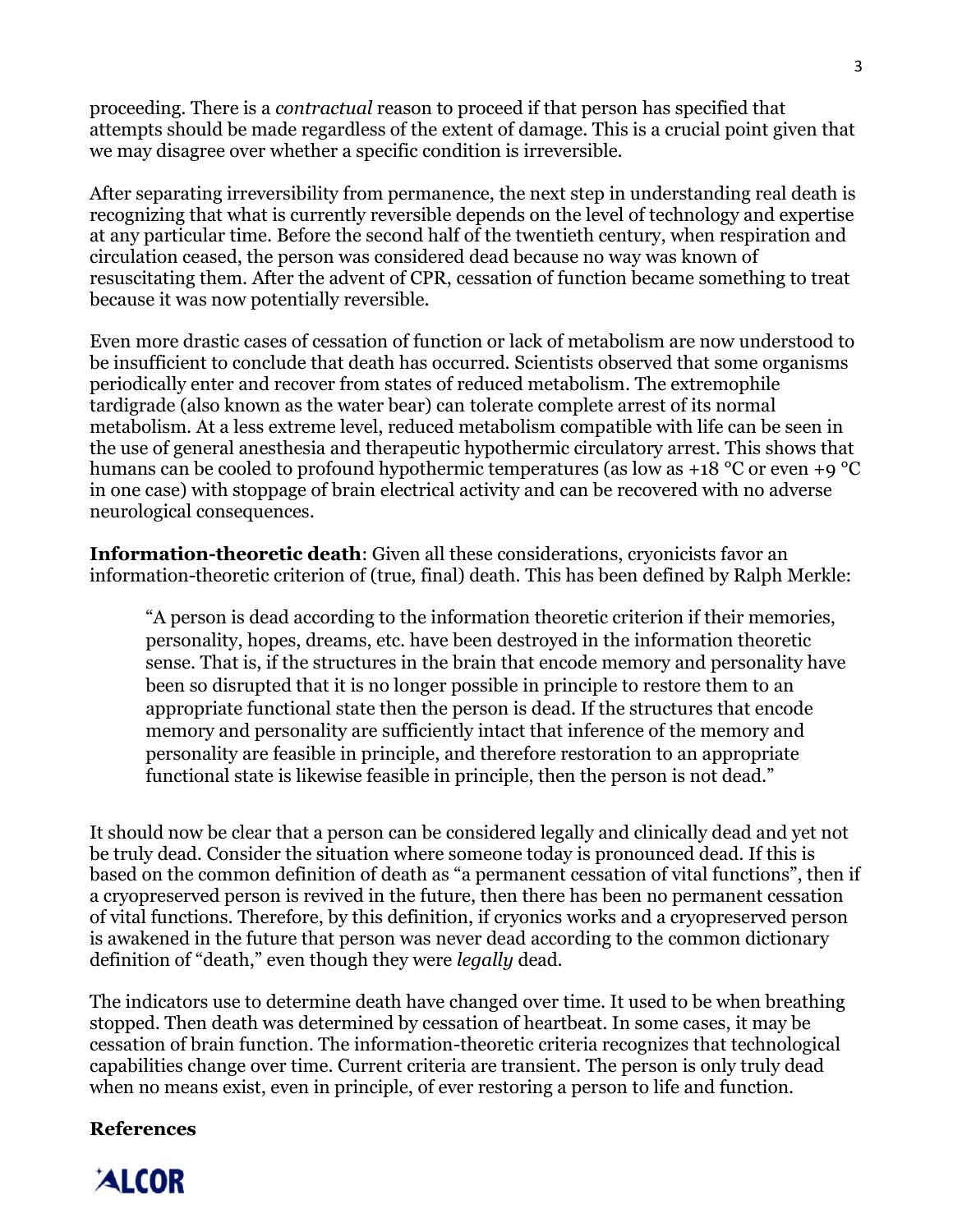proceeding. There is a *contractual* reason to proceed if that person has specified that attempts should be made regardless of the extent of damage. This is a crucial point given that we may disagree over whether a specific condition is irreversible.

After separating irreversibility from permanence, the next step in understanding real death is recognizing that what is currently reversible depends on the level of technology and expertise at any particular time. Before the second half of the twentieth century, when respiration and circulation ceased, the person was considered dead because no way was known of resuscitating them. After the advent of CPR, cessation of function became something to treat because it was now potentially reversible.

Even more drastic cases of cessation of function or lack of metabolism are now understood to be insufficient to conclude that death has occurred. Scientists observed that some organisms periodically enter and recover from states of reduced metabolism. The extremophile tardigrade (also known as the water bear) can tolerate complete arrest of its normal metabolism. At a less extreme level, reduced metabolism compatible with life can be seen in the use of general anesthesia and therapeutic hypothermic circulatory arrest. This shows that humans can be cooled to profound hypothermic temperatures (as low as +18 °C or even +9 °C in one case) with stoppage of brain electrical activity and can be recovered with no adverse neurological consequences.

**Information-theoretic death**: Given all these considerations, cryonicists favor an information-theoretic criterion of (true, final) death. This has been defined by Ralph Merkle:

> "A person is dead according to the information theoretic criterion if their memories, personality, hopes, dreams, etc. have been destroyed in the information theoretic sense. That is, if the structures in the brain that encode memory and personality have been so disrupted that it is no longer possible in principle to restore them to an appropriate functional state then the person is dead. If the structures that encode memory and personality are sufficiently intact that inference of the memory and personality are feasible in principle, and therefore restoration to an appropriate functional state is likewise feasible in principle, then the person is not dead."

It should now be clear that a person can be considered legally and clinically dead and yet not be truly dead. Consider the situation where someone today is pronounced dead. If this is based on the common definition of death as "a permanent cessation of vital functions", then if a cryopreserved person is revived in the future, then there has been no permanent cessation of vital functions. Therefore, by this definition, if cryonics works and a cryopreserved person is awakened in the future that person was never dead according to the common dictionary definition of "death," even though they were *legally* dead.

The indicators use to determine death have changed over time. It used to be when breathing stopped. Then death was determined by cessation of heartbeat. In some cases, it may be cessation of brain function. The information-theoretic criteria recognizes that technological capabilities change over time. Current criteria are transient. The person is only truly dead when no means exist, even in principle, of ever restoring a person to life and function.

**References**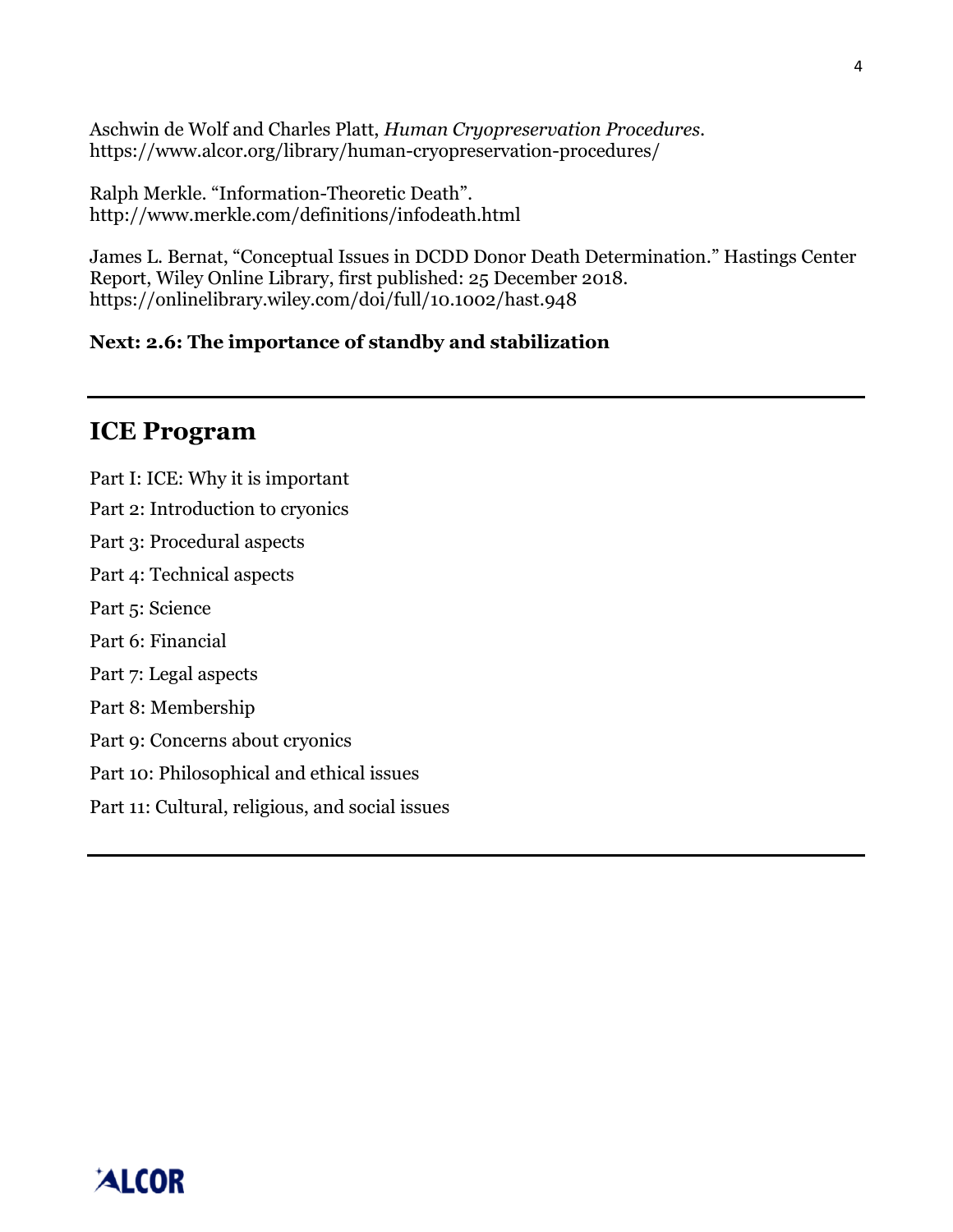Aschwin de Wolf and Charles Platt, *Human Cryopreservation Procedures*.
https://www.alcor.org/library/human-cryopreservation-procedures/

Ralph Merkle. "Information-Theoretic Death".
http://www.merkle.com/definitions/infodeath.html

James L. Bernat, "Conceptual Issues in DCDD Donor Death Determination." Hastings Center Report, Wiley Online Library, first published: 25 December 2018.
https://onlinelibrary.wiley.com/doi/full/10.1002/hast.948

**Next: 2.6: The importance of standby and stabilization**

---

## ICE Program

Part I: ICE: Why it is important

Part 2: Introduction to cryonics

Part 3: Procedural aspects

Part 4: Technical aspects

Part 5: Science

Part 6: Financial

Part 7: Legal aspects

Part 8: Membership

Part 9: Concerns about cryonics

Part 10: Philosophical and ethical issues

Part 11: Cultural, religious, and social issues

---